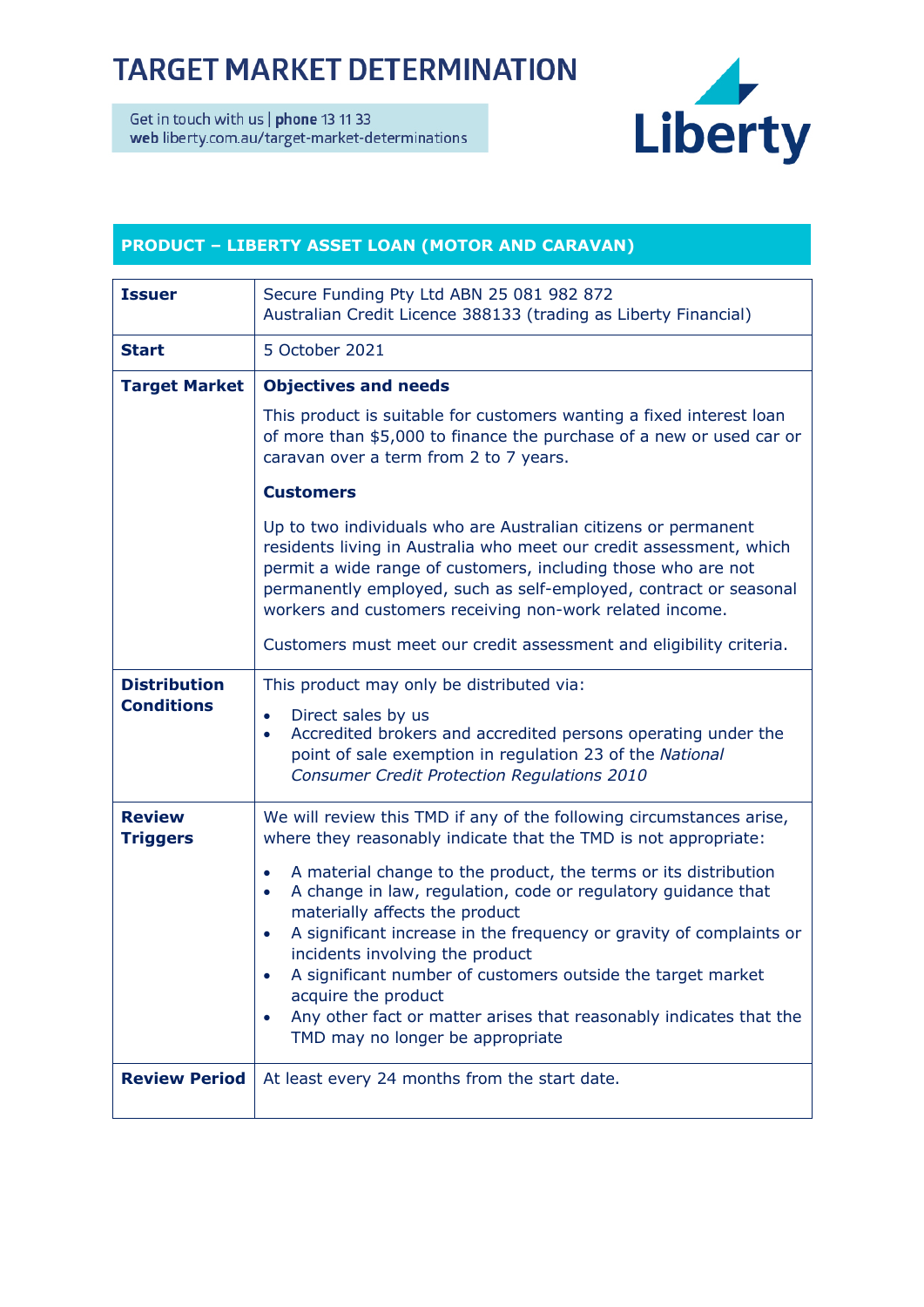# TARGET MARKET DETERMINATION

Get in touch with us | **phone** 13 11 33
**web** liberty.com.au/target-market-determinations

Liberty

## PRODUCT – LIBERTY ASSET LOAN (MOTOR AND CARAVAN)

| | |
|---|---|
| **Issuer** | Secure Funding Pty Ltd ABN 25 081 982 872<br>Australian Credit Licence 388133 (trading as Liberty Financial) |
| **Start** | 5 October 2021 |
| **Target Market** | **Objectives and needs**<br><br>This product is suitable for customers wanting a fixed interest loan of more than $5,000 to finance the purchase of a new or used car or caravan over a term from 2 to 7 years.<br><br>**Customers**<br><br>Up to two individuals who are Australian citizens or permanent residents living in Australia who meet our credit assessment, which permit a wide range of customers, including those who are not permanently employed, such as self-employed, contract or seasonal workers and customers receiving non-work related income.<br><br>Customers must meet our credit assessment and eligibility criteria. |
| **Distribution Conditions** | This product may only be distributed via:<br>• Direct sales by us<br>• Accredited brokers and accredited persons operating under the point of sale exemption in regulation 23 of the *National Consumer Credit Protection Regulations 2010* |
| **Review Triggers** | We will review this TMD if any of the following circumstances arise, where they reasonably indicate that the TMD is not appropriate:<br>• A material change to the product, the terms or its distribution<br>• A change in law, regulation, code or regulatory guidance that materially affects the product<br>• A significant increase in the frequency or gravity of complaints or incidents involving the product<br>• A significant number of customers outside the target market acquire the product<br>• Any other fact or matter arises that reasonably indicates that the TMD may no longer be appropriate |
| **Review Period** | At least every 24 months from the start date. |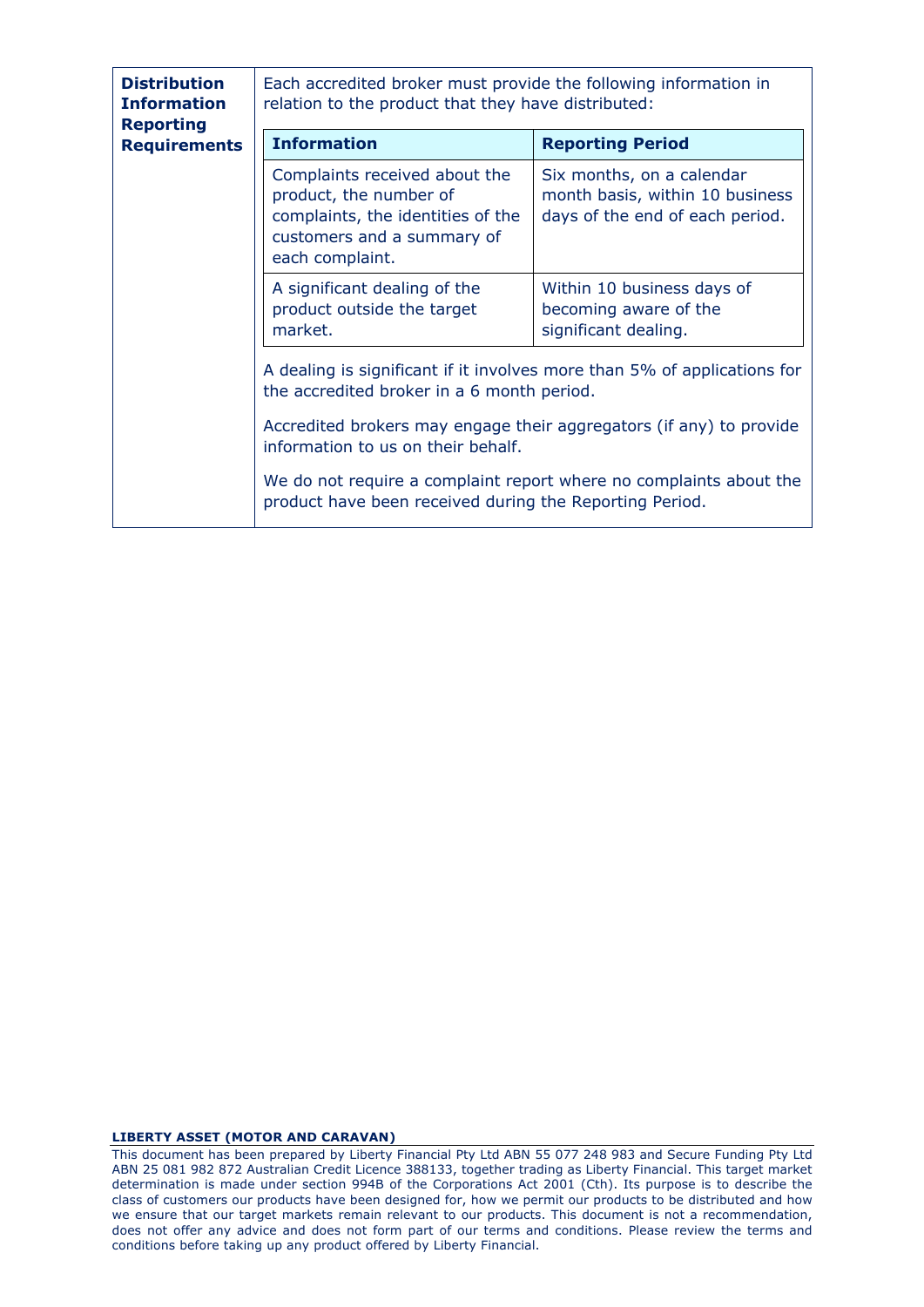| | |
|---|---|
| **Distribution Information Reporting Requirements** | Each accredited broker must provide the following information in relation to the product that they have distributed: |

| **Information** | **Reporting Period** |
|---|---|
| Complaints received about the product, the number of complaints, the identities of the customers and a summary of each complaint. | Six months, on a calendar month basis, within 10 business days of the end of each period. |
| A significant dealing of the product outside the target market. | Within 10 business days of becoming aware of the significant dealing. |

A dealing is significant if it involves more than 5% of applications for the accredited broker in a 6 month period.

Accredited brokers may engage their aggregators (if any) to provide information to us on their behalf.

We do not require a complaint report where no complaints about the product have been received during the Reporting Period.

**LIBERTY ASSET (MOTOR AND CARAVAN)**

This document has been prepared by Liberty Financial Pty Ltd ABN 55 077 248 983 and Secure Funding Pty Ltd ABN 25 081 982 872 Australian Credit Licence 388133, together trading as Liberty Financial. This target market determination is made under section 994B of the Corporations Act 2001 (Cth). Its purpose is to describe the class of customers our products have been designed for, how we permit our products to be distributed and how we ensure that our target markets remain relevant to our products. This document is not a recommendation, does not offer any advice and does not form part of our terms and conditions. Please review the terms and conditions before taking up any product offered by Liberty Financial.